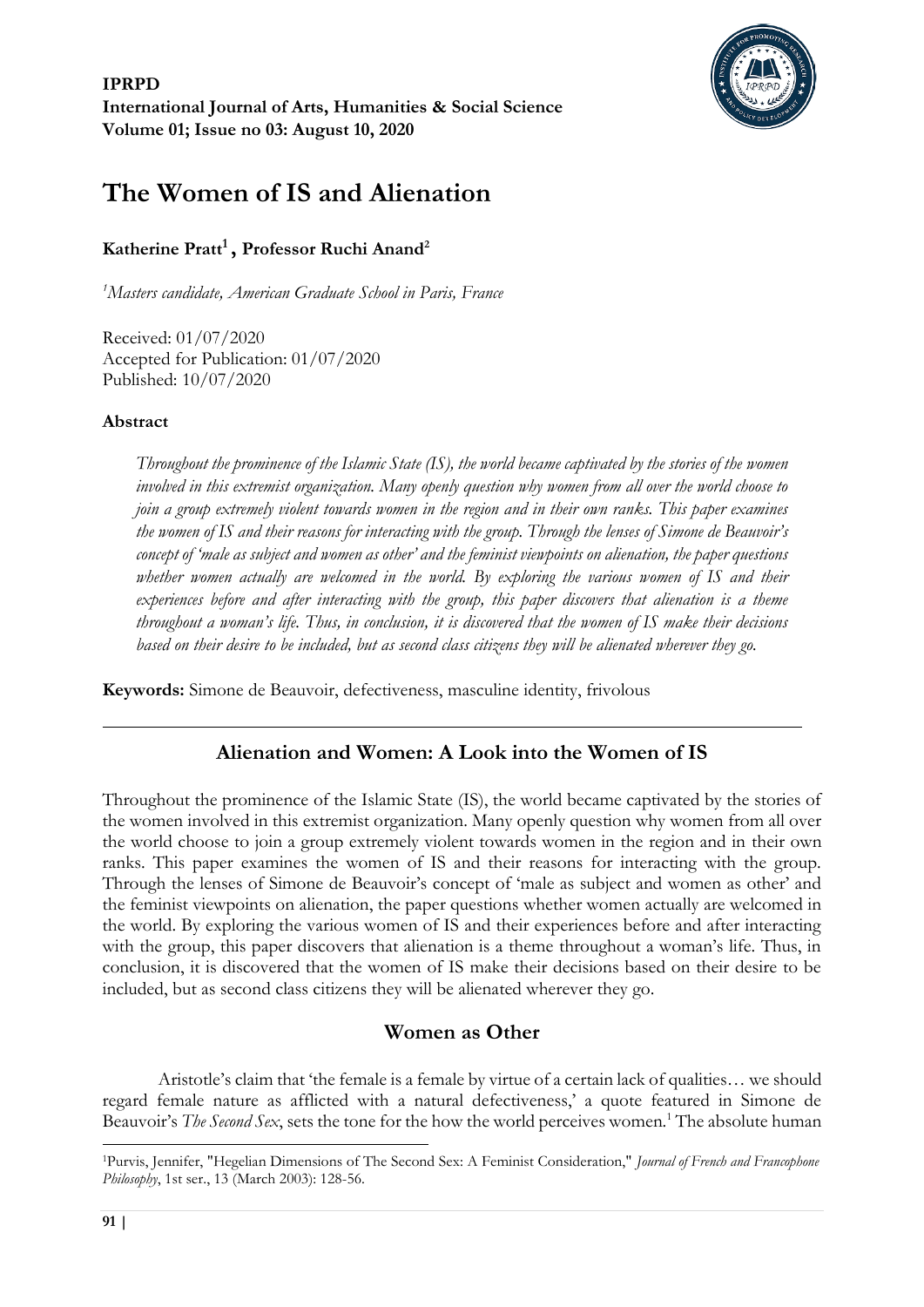**IPRPD**
**International Journal of Arts, Humanities & Social Science**
**Volume 01; Issue no 03: August 10, 2020**

# The Women of IS and Alienation

**Katherine Pratt[1], Professor Ruchi Anand[2]**

[1]*Masters candidate, American Graduate School in Paris, France*

Received: 01/07/2020
Accepted for Publication: 01/07/2020
Published: 10/07/2020

### Abstract

*Throughout the prominence of the Islamic State (IS), the world became captivated by the stories of the women involved in this extremist organization. Many openly question why women from all over the world choose to join a group extremely violent towards women in the region and in their own ranks. This paper examines the women of IS and their reasons for interacting with the group. Through the lenses of Simone de Beauvoir's concept of 'male as subject and women as other' and the feminist viewpoints on alienation, the paper questions whether women actually are welcomed in the world. By exploring the various women of IS and their experiences before and after interacting with the group, this paper discovers that alienation is a theme throughout a woman's life. Thus, in conclusion, it is discovered that the women of IS make their decisions based on their desire to be included, but as second class citizens they will be alienated wherever they go.*

**Keywords:** Simone de Beauvoir, defectiveness, masculine identity, frivolous

---

## Alienation and Women: A Look into the Women of IS

Throughout the prominence of the Islamic State (IS), the world became captivated by the stories of the women involved in this extremist organization. Many openly question why women from all over the world choose to join a group extremely violent towards women in the region and in their own ranks. This paper examines the women of IS and their reasons for interacting with the group. Through the lenses of Simone de Beauvoir's concept of 'male as subject and women as other' and the feminist viewpoints on alienation, the paper questions whether women actually are welcomed in the world. By exploring the various women of IS and their experiences before and after interacting with the group, this paper discovers that alienation is a theme throughout a woman's life. Thus, in conclusion, it is discovered that the women of IS make their decisions based on their desire to be included, but as second class citizens they will be alienated wherever they go.

## Women as Other

Aristotle's claim that 'the female is a female by virtue of a certain lack of qualities… we should regard female nature as afflicted with a natural defectiveness,' a quote featured in Simone de Beauvoir's *The Second Sex*, sets the tone for the how the world perceives women.[1] The absolute human

---

[1]Purvis, Jennifer, "Hegelian Dimensions of The Second Sex: A Feminist Consideration," *Journal of French and Francophone Philosophy*, 1st ser., 13 (March 2003): 128-56.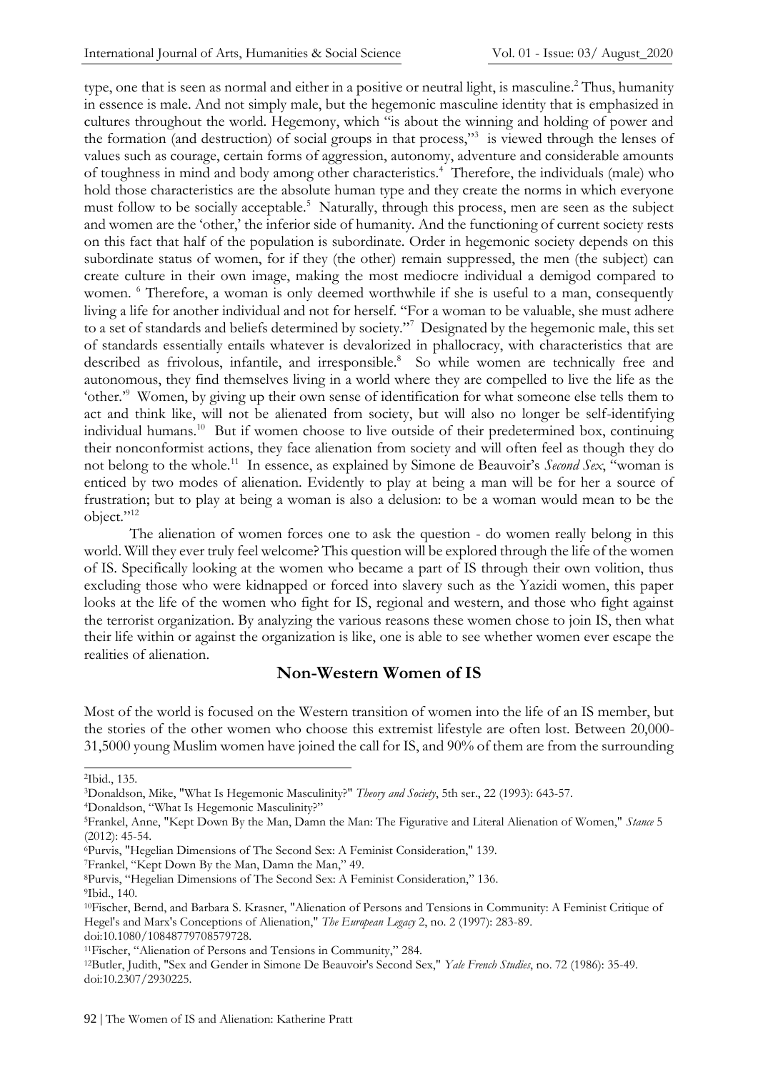type, one that is seen as normal and either in a positive or neutral light, is masculine.[2] Thus, humanity in essence is male. And not simply male, but the hegemonic masculine identity that is emphasized in cultures throughout the world. Hegemony, which "is about the winning and holding of power and the formation (and destruction) of social groups in that process,"[3] is viewed through the lenses of values such as courage, certain forms of aggression, autonomy, adventure and considerable amounts of toughness in mind and body among other characteristics.[4] Therefore, the individuals (male) who hold those characteristics are the absolute human type and they create the norms in which everyone must follow to be socially acceptable.[5] Naturally, through this process, men are seen as the subject and women are the 'other,' the inferior side of humanity. And the functioning of current society rests on this fact that half of the population is subordinate. Order in hegemonic society depends on this subordinate status of women, for if they (the other) remain suppressed, the men (the subject) can create culture in their own image, making the most mediocre individual a demigod compared to women. [6] Therefore, a woman is only deemed worthwhile if she is useful to a man, consequently living a life for another individual and not for herself. "For a woman to be valuable, she must adhere to a set of standards and beliefs determined by society."[7] Designated by the hegemonic male, this set of standards essentially entails whatever is devalorized in phallocracy, with characteristics that are described as frivolous, infantile, and irresponsible.[8] So while women are technically free and autonomous, they find themselves living in a world where they are compelled to live the life as the 'other.'[9] Women, by giving up their own sense of identification for what someone else tells them to act and think like, will not be alienated from society, but will also no longer be self-identifying individual humans.[10] But if women choose to live outside of their predetermined box, continuing their nonconformist actions, they face alienation from society and will often feel as though they do not belong to the whole.[11] In essence, as explained by Simone de Beauvoir's *Second Sex*, "woman is enticed by two modes of alienation. Evidently to play at being a man will be for her a source of frustration; but to play at being a woman is also a delusion: to be a woman would mean to be the object."[12]

The alienation of women forces one to ask the question - do women really belong in this world. Will they ever truly feel welcome? This question will be explored through the life of the women of IS. Specifically looking at the women who became a part of IS through their own volition, thus excluding those who were kidnapped or forced into slavery such as the Yazidi women, this paper looks at the life of the women who fight for IS, regional and western, and those who fight against the terrorist organization. By analyzing the various reasons these women chose to join IS, then what their life within or against the organization is like, one is able to see whether women ever escape the realities of alienation.

## Non-Western Women of IS

Most of the world is focused on the Western transition of women into the life of an IS member, but the stories of the other women who choose this extremist lifestyle are often lost. Between 20,000-31,5000 young Muslim women have joined the call for IS, and 90% of them are from the surrounding

---

[2] Ibid., 135.

[3] Donaldson, Mike, "What Is Hegemonic Masculinity?" *Theory and Society*, 5th ser., 22 (1993): 643-57.

[4] Donaldson, "What Is Hegemonic Masculinity?"

[5] Frankel, Anne, "Kept Down By the Man, Damn the Man: The Figurative and Literal Alienation of Women," *Stance* 5 (2012): 45-54.

[6] Purvis, "Hegelian Dimensions of The Second Sex: A Feminist Consideration," 139.

[7] Frankel, "Kept Down By the Man, Damn the Man," 49.

[8] Purvis, "Hegelian Dimensions of The Second Sex: A Feminist Consideration," 136.

[9] Ibid., 140.

[10] Fischer, Bernd, and Barbara S. Krasner, "Alienation of Persons and Tensions in Community: A Feminist Critique of Hegel's and Marx's Conceptions of Alienation," *The European Legacy* 2, no. 2 (1997): 283-89. doi:10.1080/10848779708579728.

[11] Fischer, "Alienation of Persons and Tensions in Community," 284.

[12] Butler, Judith, "Sex and Gender in Simone De Beauvoir's Second Sex," *Yale French Studies*, no. 72 (1986): 35-49. doi:10.2307/2930225.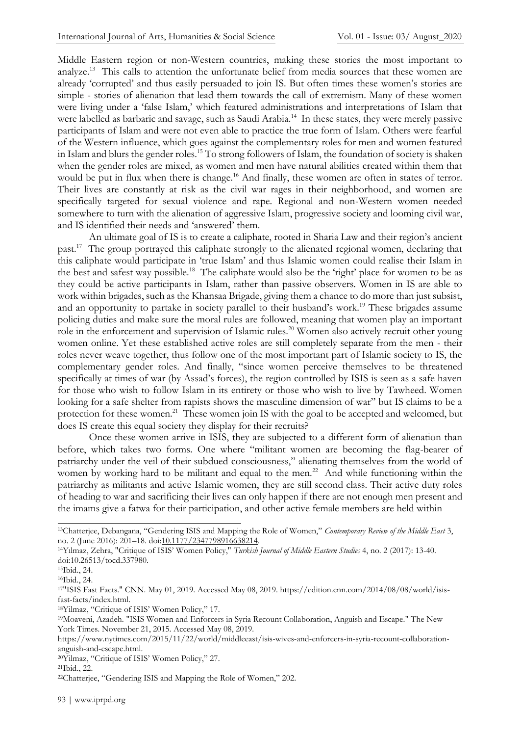Middle Eastern region or non-Western countries, making these stories the most important to analyze.[13] This calls to attention the unfortunate belief from media sources that these women are already 'corrupted' and thus easily persuaded to join IS. But often times these women's stories are simple - stories of alienation that lead them towards the call of extremism. Many of these women were living under a 'false Islam,' which featured administrations and interpretations of Islam that were labelled as barbaric and savage, such as Saudi Arabia.[14] In these states, they were merely passive participants of Islam and were not even able to practice the true form of Islam. Others were fearful of the Western influence, which goes against the complementary roles for men and women featured in Islam and blurs the gender roles.[15] To strong followers of Islam, the foundation of society is shaken when the gender roles are mixed, as women and men have natural abilities created within them that would be put in flux when there is change.[16] And finally, these women are often in states of terror. Their lives are constantly at risk as the civil war rages in their neighborhood, and women are specifically targeted for sexual violence and rape. Regional and non-Western women needed somewhere to turn with the alienation of aggressive Islam, progressive society and looming civil war, and IS identified their needs and 'answered' them.

An ultimate goal of IS is to create a caliphate, rooted in Sharia Law and their region's ancient past.[17] The group portrayed this caliphate strongly to the alienated regional women, declaring that this caliphate would participate in 'true Islam' and thus Islamic women could realise their Islam in the best and safest way possible.[18] The caliphate would also be the 'right' place for women to be as they could be active participants in Islam, rather than passive observers. Women in IS are able to work within brigades, such as the Khansaa Brigade, giving them a chance to do more than just subsist, and an opportunity to partake in society parallel to their husband's work.[19] These brigades assume policing duties and make sure the moral rules are followed, meaning that women play an important role in the enforcement and supervision of Islamic rules.[20] Women also actively recruit other young women online. Yet these established active roles are still completely separate from the men - their roles never weave together, thus follow one of the most important part of Islamic society to IS, the complementary gender roles. And finally, "since women perceive themselves to be threatened specifically at times of war (by Assad's forces), the region controlled by ISIS is seen as a safe haven for those who wish to follow Islam in its entirety or those who wish to live by Tawheed. Women looking for a safe shelter from rapists shows the masculine dimension of war" but IS claims to be a protection for these women.[21] These women join IS with the goal to be accepted and welcomed, but does IS create this equal society they display for their recruits?

Once these women arrive in ISIS, they are subjected to a different form of alienation than before, which takes two forms. One where "militant women are becoming the flag-bearer of patriarchy under the veil of their subdued consciousness," alienating themselves from the world of women by working hard to be militant and equal to the men.[22] And while functioning within the patriarchy as militants and active Islamic women, they are still second class. Their active duty roles of heading to war and sacrificing their lives can only happen if there are not enough men present and the imams give a fatwa for their participation, and other active female members are held within

---

[13] Chatterjee, Debangana, "Gendering ISIS and Mapping the Role of Women," *Contemporary Review of the Middle East* 3, no. 2 (June 2016): 201–18. doi:10.1177/2347798916638214.

[14] Yılmaz, Zehra, "Critique of ISIS' Women Policy," *Turkish Journal of Middle Eastern Studies* 4, no. 2 (2017): 13-40. doi:10.26513/tocd.337980.

[15] Ibid., 24.

[16] Ibid., 24.

[17] "ISIS Fast Facts." CNN. May 01, 2019. Accessed May 08, 2019. https://edition.cnn.com/2014/08/08/world/isis-fast-facts/index.html.

[18] Yilmaz, "Critique of ISIS' Women Policy," 17.

[19] Moaveni, Azadeh. "ISIS Women and Enforcers in Syria Recount Collaboration, Anguish and Escape." The New York Times. November 21, 2015. Accessed May 08, 2019. https://www.nytimes.com/2015/11/22/world/middleeast/isis-wives-and-enforcers-in-syria-recount-collaboration-anguish-and-escape.html.

[20] Yilmaz, "Critique of ISIS' Women Policy," 27.

[21] Ibid., 22.

[22] Chatterjee, "Gendering ISIS and Mapping the Role of Women," 202.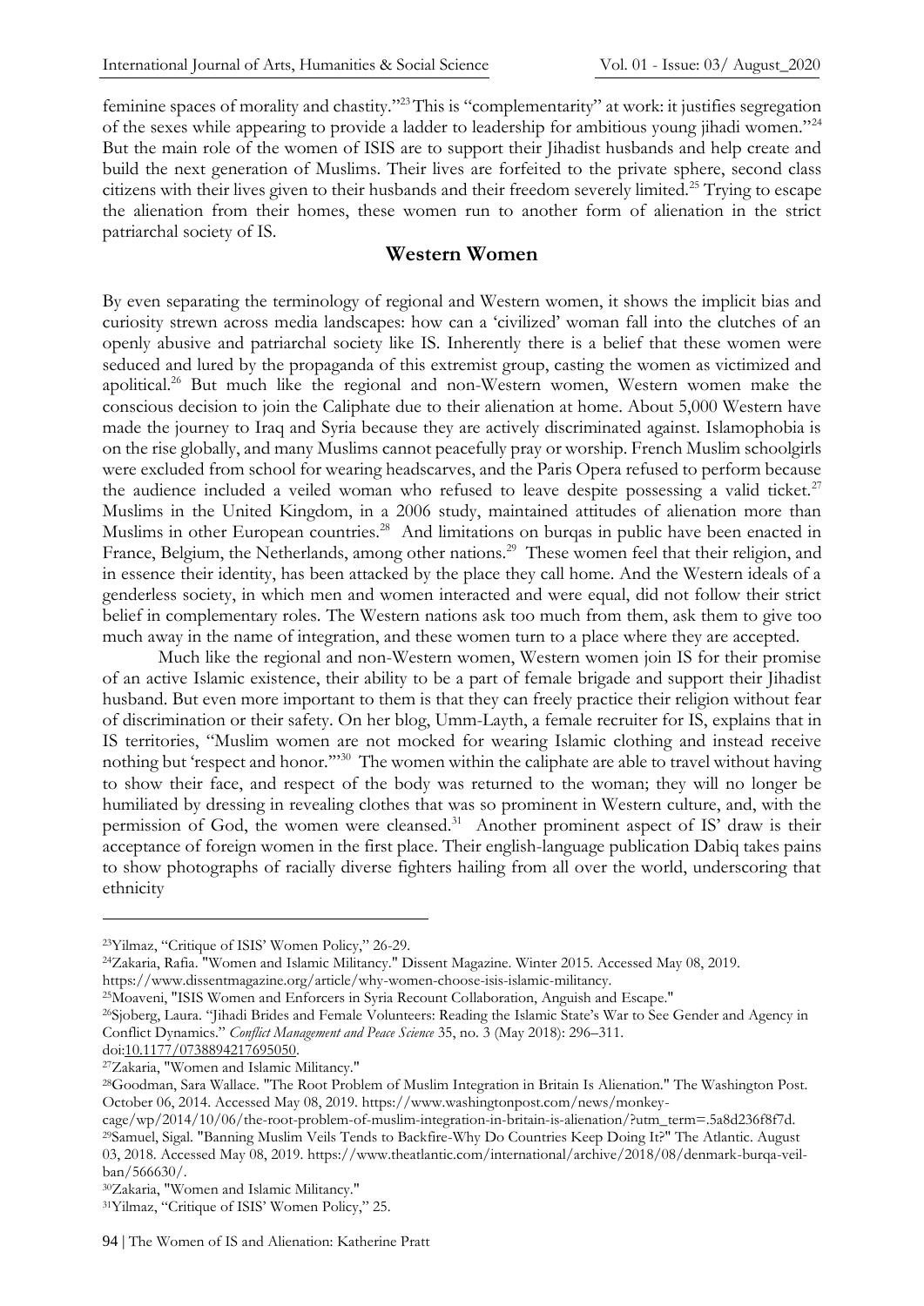feminine spaces of morality and chastity."[23] This is "complementarity" at work: it justifies segregation of the sexes while appearing to provide a ladder to leadership for ambitious young jihadi women."[24] But the main role of the women of ISIS are to support their Jihadist husbands and help create and build the next generation of Muslims. Their lives are forfeited to the private sphere, second class citizens with their lives given to their husbands and their freedom severely limited.[25] Trying to escape the alienation from their homes, these women run to another form of alienation in the strict patriarchal society of IS.

## Western Women

By even separating the terminology of regional and Western women, it shows the implicit bias and curiosity strewn across media landscapes: how can a 'civilized' woman fall into the clutches of an openly abusive and patriarchal society like IS. Inherently there is a belief that these women were seduced and lured by the propaganda of this extremist group, casting the women as victimized and apolitical.[26] But much like the regional and non-Western women, Western women make the conscious decision to join the Caliphate due to their alienation at home. About 5,000 Western have made the journey to Iraq and Syria because they are actively discriminated against. Islamophobia is on the rise globally, and many Muslims cannot peacefully pray or worship. French Muslim schoolgirls were excluded from school for wearing headscarves, and the Paris Opera refused to perform because the audience included a veiled woman who refused to leave despite possessing a valid ticket.[27] Muslims in the United Kingdom, in a 2006 study, maintained attitudes of alienation more than Muslims in other European countries.[28] And limitations on burqas in public have been enacted in France, Belgium, the Netherlands, among other nations.[29] These women feel that their religion, and in essence their identity, has been attacked by the place they call home. And the Western ideals of a genderless society, in which men and women interacted and were equal, did not follow their strict belief in complementary roles. The Western nations ask too much from them, ask them to give too much away in the name of integration, and these women turn to a place where they are accepted.

Much like the regional and non-Western women, Western women join IS for their promise of an active Islamic existence, their ability to be a part of female brigade and support their Jihadist husband. But even more important to them is that they can freely practice their religion without fear of discrimination or their safety. On her blog, Umm-Layth, a female recruiter for IS, explains that in IS territories, "Muslim women are not mocked for wearing Islamic clothing and instead receive nothing but 'respect and honor.'"[30] The women within the caliphate are able to travel without having to show their face, and respect of the body was returned to the woman; they will no longer be humiliated by dressing in revealing clothes that was so prominent in Western culture, and, with the permission of God, the women were cleansed.[31] Another prominent aspect of IS' draw is their acceptance of foreign women in the first place. Their english-language publication Dabiq takes pains to show photographs of racially diverse fighters hailing from all over the world, underscoring that ethnicity

---

[23] Yilmaz, "Critique of ISIS' Women Policy," 26-29.

[24] Zakaria, Rafia. "Women and Islamic Militancy." Dissent Magazine. Winter 2015. Accessed May 08, 2019. https://www.dissentmagazine.org/article/why-women-choose-isis-islamic-militancy.

[25] Moaveni, "ISIS Women and Enforcers in Syria Recount Collaboration, Anguish and Escape."

[26] Sjoberg, Laura. "Jihadi Brides and Female Volunteers: Reading the Islamic State's War to See Gender and Agency in Conflict Dynamics." *Conflict Management and Peace Science* 35, no. 3 (May 2018): 296–311. doi:10.1177/0738894217695050.

[27] Zakaria, "Women and Islamic Militancy."

[28] Goodman, Sara Wallace. "The Root Problem of Muslim Integration in Britain Is Alienation." The Washington Post. October 06, 2014. Accessed May 08, 2019. https://www.washingtonpost.com/news/monkey-cage/wp/2014/10/06/the-root-problem-of-muslim-integration-in-britain-is-alienation/?utm_term=.5a8d236f8f7d.

[29] Samuel, Sigal. "Banning Muslim Veils Tends to Backfire-Why Do Countries Keep Doing It?" The Atlantic. August 03, 2018. Accessed May 08, 2019. https://www.theatlantic.com/international/archive/2018/08/denmark-burqa-veil-ban/566630/.

[30] Zakaria, "Women and Islamic Militancy."

[31] Yilmaz, "Critique of ISIS' Women Policy," 25.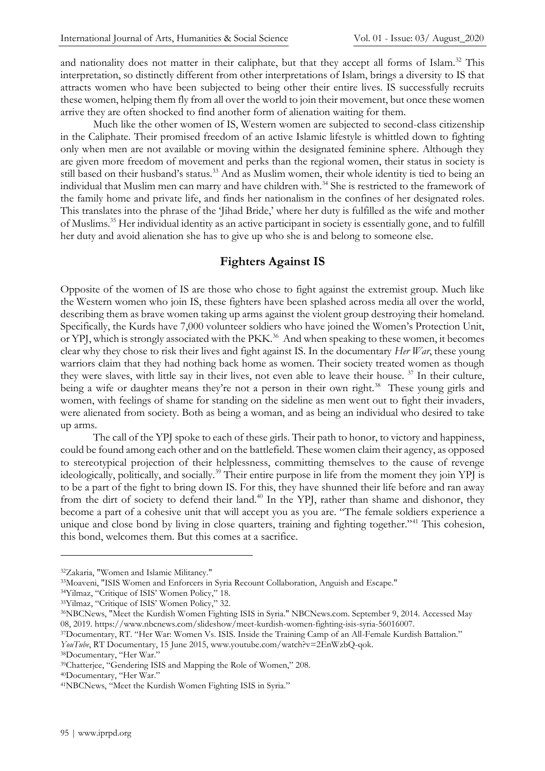and nationality does not matter in their caliphate, but that they accept all forms of Islam.[32] This interpretation, so distinctly different from other interpretations of Islam, brings a diversity to IS that attracts women who have been subjected to being other their entire lives. IS successfully recruits these women, helping them fly from all over the world to join their movement, but once these women arrive they are often shocked to find another form of alienation waiting for them.

Much like the other women of IS, Western women are subjected to second-class citizenship in the Caliphate. Their promised freedom of an active Islamic lifestyle is whittled down to fighting only when men are not available or moving within the designated feminine sphere. Although they are given more freedom of movement and perks than the regional women, their status in society is still based on their husband's status.[33] And as Muslim women, their whole identity is tied to being an individual that Muslim men can marry and have children with.[34] She is restricted to the framework of the family home and private life, and finds her nationalism in the confines of her designated roles. This translates into the phrase of the 'Jihad Bride,' where her duty is fulfilled as the wife and mother of Muslims.[35] Her individual identity as an active participant in society is essentially gone, and to fulfill her duty and avoid alienation she has to give up who she is and belong to someone else.

## Fighters Against IS

Opposite of the women of IS are those who chose to fight against the extremist group. Much like the Western women who join IS, these fighters have been splashed across media all over the world, describing them as brave women taking up arms against the violent group destroying their homeland. Specifically, the Kurds have 7,000 volunteer soldiers who have joined the Women's Protection Unit, or YPJ, which is strongly associated with the PKK.[36] And when speaking to these women, it becomes clear why they chose to risk their lives and fight against IS. In the documentary *Her War*, these young warriors claim that they had nothing back home as women. Their society treated women as though they were slaves, with little say in their lives, not even able to leave their house.[37] In their culture, being a wife or daughter means they're not a person in their own right.[38] These young girls and women, with feelings of shame for standing on the sideline as men went out to fight their invaders, were alienated from society. Both as being a woman, and as being an individual who desired to take up arms.

The call of the YPJ spoke to each of these girls. Their path to honor, to victory and happiness, could be found among each other and on the battlefield. These women claim their agency, as opposed to stereotypical projection of their helplessness, committing themselves to the cause of revenge ideologically, politically, and socially.[39] Their entire purpose in life from the moment they join YPJ is to be a part of the fight to bring down IS. For this, they have shunned their life before and ran away from the dirt of society to defend their land.[40] In the YPJ, rather than shame and dishonor, they become a part of a cohesive unit that will accept you as you are. "The female soldiers experience a unique and close bond by living in close quarters, training and fighting together."[41] This cohesion, this bond, welcomes them. But this comes at a sacrifice.

---

[32] Zakaria, "Women and Islamic Militancy."

[33] Moaveni, "ISIS Women and Enforcers in Syria Recount Collaboration, Anguish and Escape."

[34] Yilmaz, "Critique of ISIS' Women Policy," 18.

[35] Yilmaz, "Critique of ISIS' Women Policy," 32.

[36] NBCNews, "Meet the Kurdish Women Fighting ISIS in Syria." NBCNews.com. September 9, 2014. Accessed May 08, 2019. https://www.nbcnews.com/slideshow/meet-kurdish-women-fighting-isis-syria-56016007.

[37] Documentary, RT. "Her War: Women Vs. ISIS. Inside the Training Camp of an All-Female Kurdish Battalion." *YouTube*, RT Documentary, 15 June 2015, www.youtube.com/watch?v=2EnWzbQ-qok.

[38] Documentary, "Her War."

[39] Chatterjee, "Gendering ISIS and Mapping the Role of Women," 208.

[40] Documentary, "Her War."

[41] NBCNews, "Meet the Kurdish Women Fighting ISIS in Syria."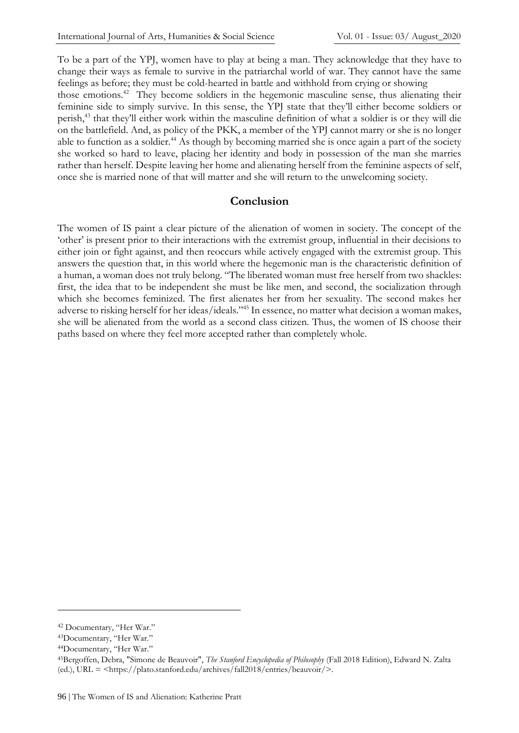To be a part of the YPJ, women have to play at being a man. They acknowledge that they have to change their ways as female to survive in the patriarchal world of war. They cannot have the same feelings as before; they must be cold-hearted in battle and withhold from crying or showing those emotions.[42] They become soldiers in the hegemonic masculine sense, thus alienating their feminine side to simply survive. In this sense, the YPJ state that they'll either become soldiers or perish,[43] that they'll either work within the masculine definition of what a soldier is or they will die on the battlefield. And, as policy of the PKK, a member of the YPJ cannot marry or she is no longer able to function as a soldier.[44] As though by becoming married she is once again a part of the society she worked so hard to leave, placing her identity and body in possession of the man she marries rather than herself. Despite leaving her home and alienating herself from the feminine aspects of self, once she is married none of that will matter and she will return to the unwelcoming society.

## Conclusion

The women of IS paint a clear picture of the alienation of women in society. The concept of the 'other' is present prior to their interactions with the extremist group, influential in their decisions to either join or fight against, and then reoccurs while actively engaged with the extremist group. This answers the question that, in this world where the hegemonic man is the characteristic definition of a human, a woman does not truly belong. "The liberated woman must free herself from two shackles: first, the idea that to be independent she must be like men, and second, the socialization through which she becomes feminized. The first alienates her from her sexuality. The second makes her adverse to risking herself for her ideas/ideals."[45] In essence, no matter what decision a woman makes, she will be alienated from the world as a second class citizen. Thus, the women of IS choose their paths based on where they feel more accepted rather than completely whole.

---

[42] Documentary, "Her War."

[43] Documentary, "Her War."

[44] Documentary, "Her War."

[45] Bergoffen, Debra, "Simone de Beauvoir", *The Stanford Encyclopedia of Philosophy* (Fall 2018 Edition), Edward N. Zalta (ed.), URL = <https://plato.stanford.edu/archives/fall2018/entries/beauvoir/>.